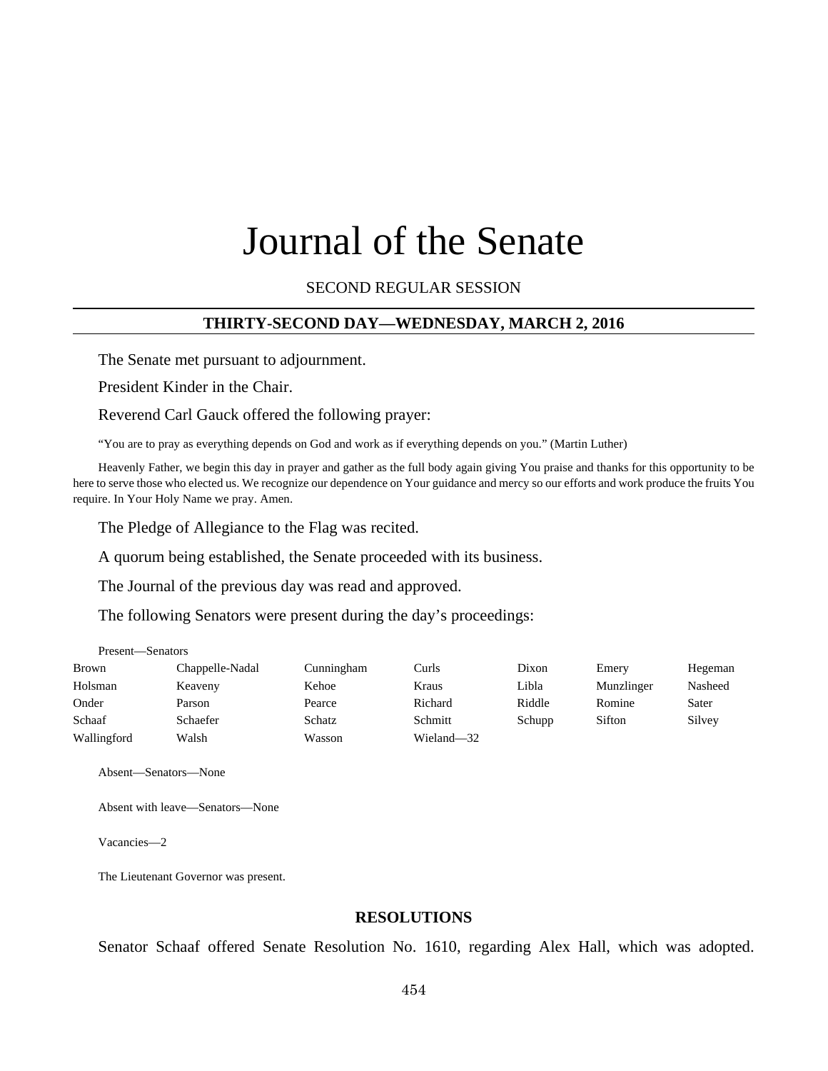# Journal of the Senate

SECOND REGULAR SESSION

**THIRTY-SECOND DAY—WEDNESDAY, MARCH 2, 2016**

The Senate met pursuant to adjournment.

President Kinder in the Chair.

Reverend Carl Gauck offered the following prayer:

“You are to pray as everything depends on God and work as if everything depends on you.” (Martin Luther)

Heavenly Father, we begin this day in prayer and gather as the full body again giving You praise and thanks for this opportunity to be here to serve those who elected us. We recognize our dependence on Your guidance and mercy so our efforts and work produce the fruits You require. In Your Holy Name we pray. Amen.

The Pledge of Allegiance to the Flag was recited.

A quorum being established, the Senate proceeded with its business.

The Journal of the previous day was read and approved.

The following Senators were present during the day’s proceedings:

Present—Senators

| | | | | | | |
|---|---|---|---|---|---|---|
| Brown | Chappelle-Nadal | Cunningham | Curls | Dixon | Emery | Hegeman |
| Holsman | Keaveny | Kehoe | Kraus | Libla | Munzlinger | Nasheed |
| Onder | Parson | Pearce | Richard | Riddle | Romine | Sater |
| Schaaf | Schaefer | Schatz | Schmitt | Schupp | Sifton | Silvey |
| Wallingford | Walsh | Wasson | Wieland—32 | | | |

Absent—Senators—None

Absent with leave—Senators—None

Vacancies—2

The Lieutenant Governor was present.

## RESOLUTIONS

Senator Schaaf offered Senate Resolution No. 1610, regarding Alex Hall, which was adopted.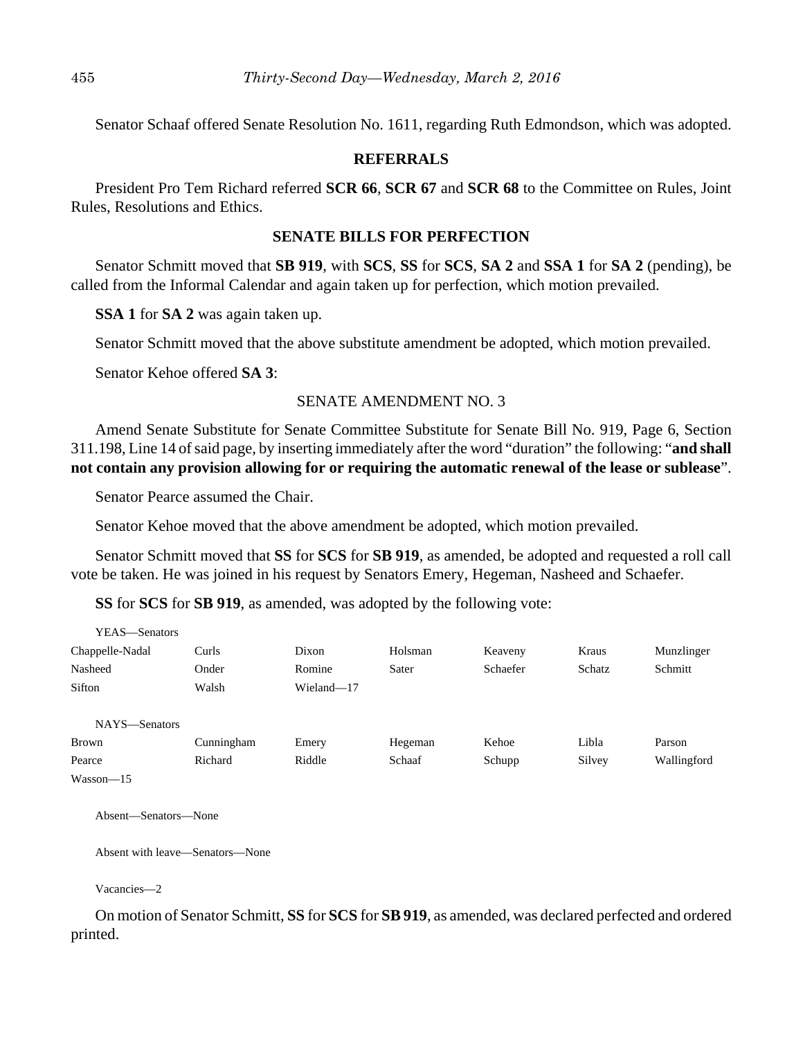Senator Schaaf offered Senate Resolution No. 1611, regarding Ruth Edmondson, which was adopted.

## REFERRALS

President Pro Tem Richard referred **SCR 66**, **SCR 67** and **SCR 68** to the Committee on Rules, Joint Rules, Resolutions and Ethics.

## SENATE BILLS FOR PERFECTION

Senator Schmitt moved that **SB 919**, with **SCS**, **SS** for **SCS**, **SA 2** and **SSA 1** for **SA 2** (pending), be called from the Informal Calendar and again taken up for perfection, which motion prevailed.

**SSA 1** for **SA 2** was again taken up.

Senator Schmitt moved that the above substitute amendment be adopted, which motion prevailed.

Senator Kehoe offered **SA 3**:

SENATE AMENDMENT NO. 3

Amend Senate Substitute for Senate Committee Substitute for Senate Bill No. 919, Page 6, Section 311.198, Line 14 of said page, by inserting immediately after the word "duration" the following: "**and shall not contain any provision allowing for or requiring the automatic renewal of the lease or sublease**".

Senator Pearce assumed the Chair.

Senator Kehoe moved that the above amendment be adopted, which motion prevailed.

Senator Schmitt moved that **SS** for **SCS** for **SB 919**, as amended, be adopted and requested a roll call vote be taken. He was joined in his request by Senators Emery, Hegeman, Nasheed and Schaefer.

**SS** for **SCS** for **SB 919**, as amended, was adopted by the following vote:

YEAS—Senators

| | | | | | | |
|---|---|---|---|---|---|---|
| Chappelle-Nadal | Curls | Dixon | Holsman | Keaveny | Kraus | Munzlinger |
| Nasheed | Onder | Romine | Sater | Schaefer | Schatz | Schmitt |
| Sifton | Walsh | Wieland—17 | | | | |

NAYS—Senators

| | | | | | | |
|---|---|---|---|---|---|---|
| Brown | Cunningham | Emery | Hegeman | Kehoe | Libla | Parson |
| Pearce | Richard | Riddle | Schaaf | Schupp | Silvey | Wallingford |
| Wasson—15 | | | | | | |

Absent—Senators—None

Absent with leave—Senators—None

Vacancies—2

On motion of Senator Schmitt, **SS** for **SCS** for **SB 919**, as amended, was declared perfected and ordered printed.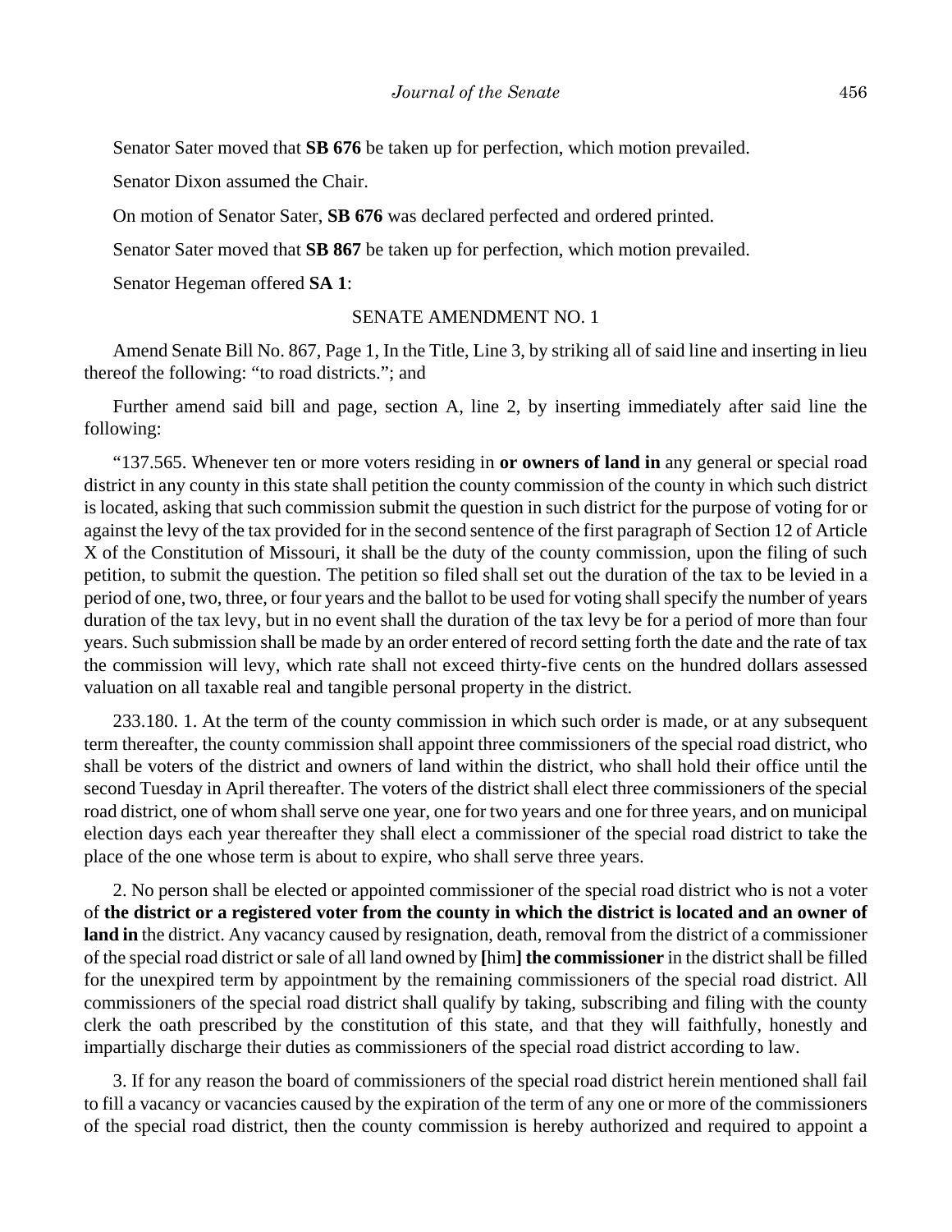Senator Sater moved that **SB 676** be taken up for perfection, which motion prevailed.

Senator Dixon assumed the Chair.

On motion of Senator Sater, **SB 676** was declared perfected and ordered printed.

Senator Sater moved that **SB 867** be taken up for perfection, which motion prevailed.

Senator Hegeman offered **SA 1**:

SENATE AMENDMENT NO. 1

Amend Senate Bill No. 867, Page 1, In the Title, Line 3, by striking all of said line and inserting in lieu thereof the following: "to road districts."; and

Further amend said bill and page, section A, line 2, by inserting immediately after said line the following:

"137.565. Whenever ten or more voters residing in **or owners of land in** any general or special road district in any county in this state shall petition the county commission of the county in which such district is located, asking that such commission submit the question in such district for the purpose of voting for or against the levy of the tax provided for in the second sentence of the first paragraph of Section 12 of Article X of the Constitution of Missouri, it shall be the duty of the county commission, upon the filing of such petition, to submit the question. The petition so filed shall set out the duration of the tax to be levied in a period of one, two, three, or four years and the ballot to be used for voting shall specify the number of years duration of the tax levy, but in no event shall the duration of the tax levy be for a period of more than four years. Such submission shall be made by an order entered of record setting forth the date and the rate of tax the commission will levy, which rate shall not exceed thirty-five cents on the hundred dollars assessed valuation on all taxable real and tangible personal property in the district.

233.180. 1. At the term of the county commission in which such order is made, or at any subsequent term thereafter, the county commission shall appoint three commissioners of the special road district, who shall be voters of the district and owners of land within the district, who shall hold their office until the second Tuesday in April thereafter. The voters of the district shall elect three commissioners of the special road district, one of whom shall serve one year, one for two years and one for three years, and on municipal election days each year thereafter they shall elect a commissioner of the special road district to take the place of the one whose term is about to expire, who shall serve three years.

2. No person shall be elected or appointed commissioner of the special road district who is not a voter of **the district or a registered voter from the county in which the district is located and an owner of land in** the district. Any vacancy caused by resignation, death, removal from the district of a commissioner of the special road district or sale of all land owned by **[**him**] the commissioner** in the district shall be filled for the unexpired term by appointment by the remaining commissioners of the special road district. All commissioners of the special road district shall qualify by taking, subscribing and filing with the county clerk the oath prescribed by the constitution of this state, and that they will faithfully, honestly and impartially discharge their duties as commissioners of the special road district according to law.

3. If for any reason the board of commissioners of the special road district herein mentioned shall fail to fill a vacancy or vacancies caused by the expiration of the term of any one or more of the commissioners of the special road district, then the county commission is hereby authorized and required to appoint a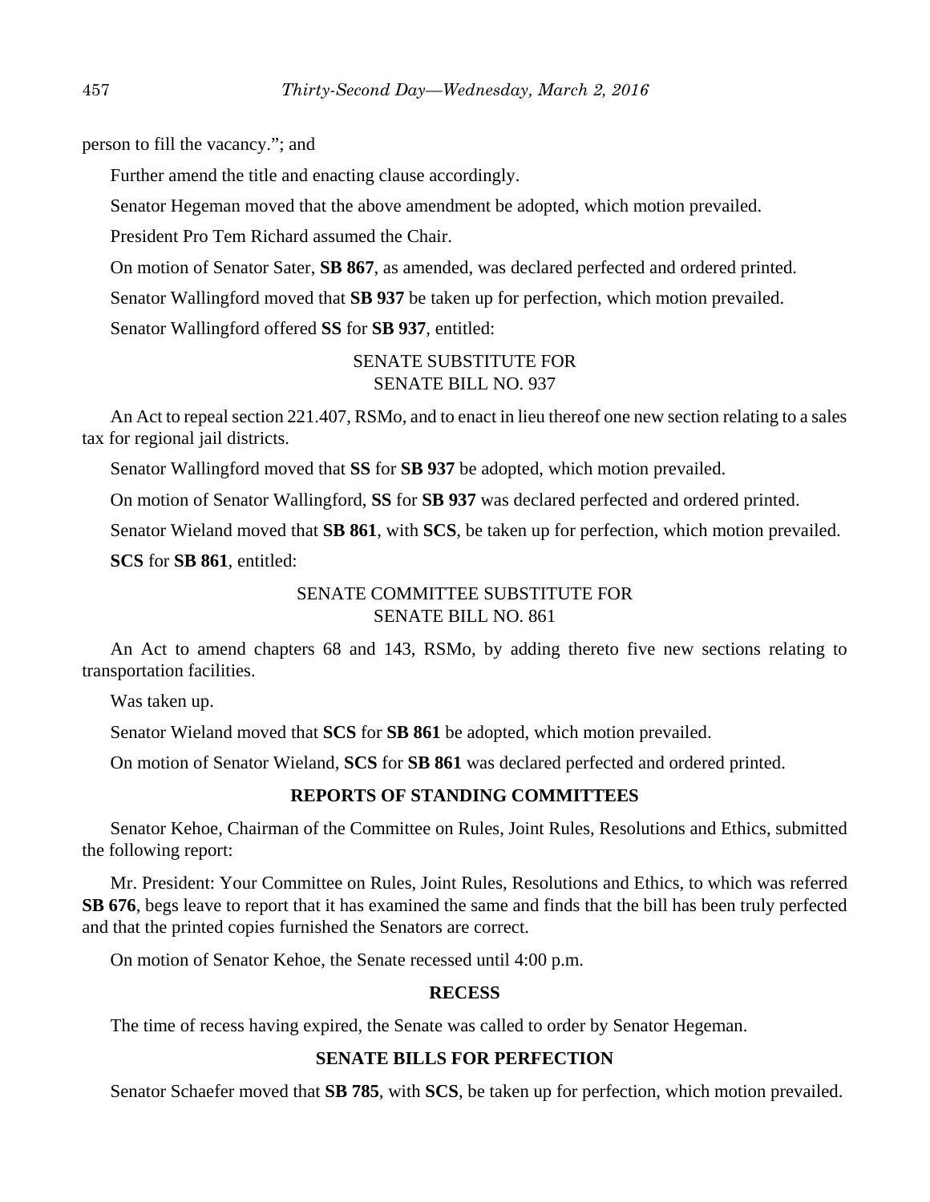person to fill the vacancy."; and

Further amend the title and enacting clause accordingly.

Senator Hegeman moved that the above amendment be adopted, which motion prevailed.

President Pro Tem Richard assumed the Chair.

On motion of Senator Sater, **SB 867**, as amended, was declared perfected and ordered printed.

Senator Wallingford moved that **SB 937** be taken up for perfection, which motion prevailed.

Senator Wallingford offered **SS** for **SB 937**, entitled:

SENATE SUBSTITUTE FOR
SENATE BILL NO. 937

An Act to repeal section 221.407, RSMo, and to enact in lieu thereof one new section relating to a sales tax for regional jail districts.

Senator Wallingford moved that **SS** for **SB 937** be adopted, which motion prevailed.

On motion of Senator Wallingford, **SS** for **SB 937** was declared perfected and ordered printed.

Senator Wieland moved that **SB 861**, with **SCS**, be taken up for perfection, which motion prevailed.

**SCS** for **SB 861**, entitled:

SENATE COMMITTEE SUBSTITUTE FOR
SENATE BILL NO. 861

An Act to amend chapters 68 and 143, RSMo, by adding thereto five new sections relating to transportation facilities.

Was taken up.

Senator Wieland moved that **SCS** for **SB 861** be adopted, which motion prevailed.

On motion of Senator Wieland, **SCS** for **SB 861** was declared perfected and ordered printed.

## REPORTS OF STANDING COMMITTEES

Senator Kehoe, Chairman of the Committee on Rules, Joint Rules, Resolutions and Ethics, submitted the following report:

Mr. President: Your Committee on Rules, Joint Rules, Resolutions and Ethics, to which was referred **SB 676**, begs leave to report that it has examined the same and finds that the bill has been truly perfected and that the printed copies furnished the Senators are correct.

On motion of Senator Kehoe, the Senate recessed until 4:00 p.m.

## RECESS

The time of recess having expired, the Senate was called to order by Senator Hegeman.

## SENATE BILLS FOR PERFECTION

Senator Schaefer moved that **SB 785**, with **SCS**, be taken up for perfection, which motion prevailed.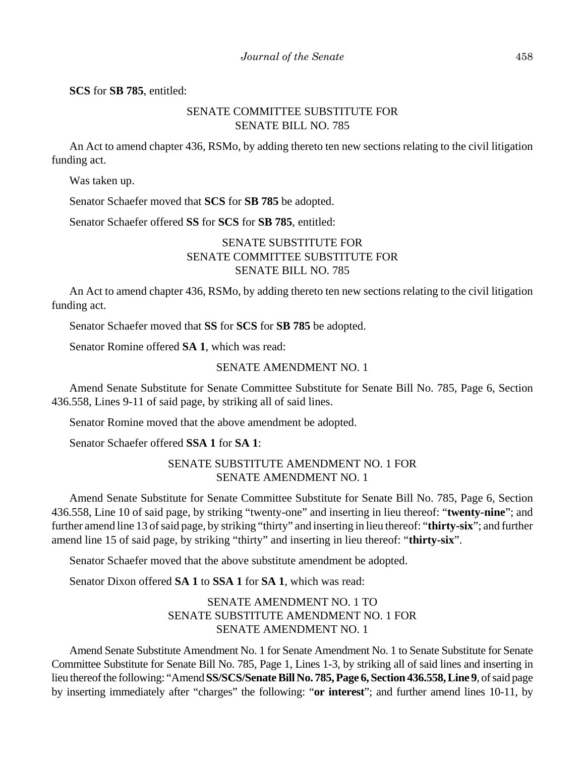**SCS** for **SB 785**, entitled:

SENATE COMMITTEE SUBSTITUTE FOR
SENATE BILL NO. 785

An Act to amend chapter 436, RSMo, by adding thereto ten new sections relating to the civil litigation funding act.

Was taken up.

Senator Schaefer moved that **SCS** for **SB 785** be adopted.

Senator Schaefer offered **SS** for **SCS** for **SB 785**, entitled:

SENATE SUBSTITUTE FOR
SENATE COMMITTEE SUBSTITUTE FOR
SENATE BILL NO. 785

An Act to amend chapter 436, RSMo, by adding thereto ten new sections relating to the civil litigation funding act.

Senator Schaefer moved that **SS** for **SCS** for **SB 785** be adopted.

Senator Romine offered **SA 1**, which was read:

SENATE AMENDMENT NO. 1

Amend Senate Substitute for Senate Committee Substitute for Senate Bill No. 785, Page 6, Section 436.558, Lines 9-11 of said page, by striking all of said lines.

Senator Romine moved that the above amendment be adopted.

Senator Schaefer offered **SSA 1** for **SA 1**:

SENATE SUBSTITUTE AMENDMENT NO. 1 FOR
SENATE AMENDMENT NO. 1

Amend Senate Substitute for Senate Committee Substitute for Senate Bill No. 785, Page 6, Section 436.558, Line 10 of said page, by striking "twenty-one" and inserting in lieu thereof: "**twenty-nine**"; and further amend line 13 of said page, by striking "thirty" and inserting in lieu thereof: "**thirty-six**"; and further amend line 15 of said page, by striking "thirty" and inserting in lieu thereof: "**thirty-six**".

Senator Schaefer moved that the above substitute amendment be adopted.

Senator Dixon offered **SA 1** to **SSA 1** for **SA 1**, which was read:

SENATE AMENDMENT NO. 1 TO
SENATE SUBSTITUTE AMENDMENT NO. 1 FOR
SENATE AMENDMENT NO. 1

Amend Senate Substitute Amendment No. 1 for Senate Amendment No. 1 to Senate Substitute for Senate Committee Substitute for Senate Bill No. 785, Page 1, Lines 1-3, by striking all of said lines and inserting in lieu thereof the following: "Amend **SS/SCS/Senate Bill No. 785, Page 6, Section 436.558, Line 9**, of said page by inserting immediately after "charges" the following: "**or interest**"; and further amend lines 10-11, by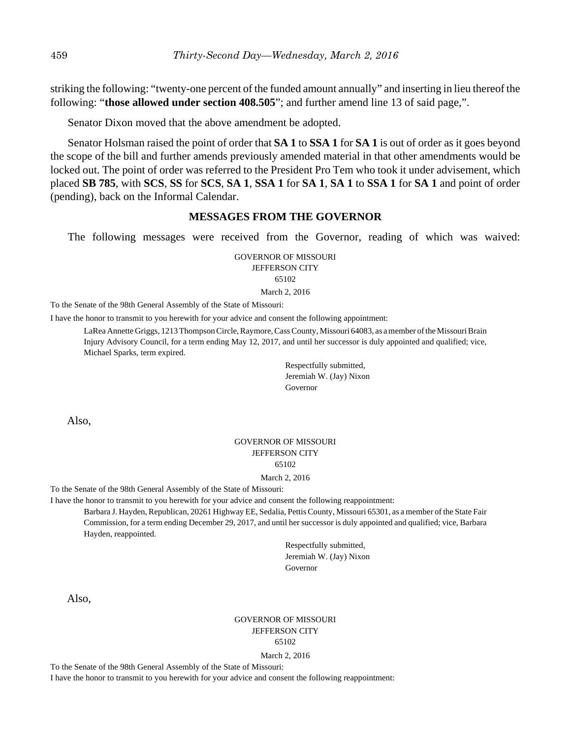striking the following: "twenty-one percent of the funded amount annually" and inserting in lieu thereof the following: "**those allowed under section 408.505**"; and further amend line 13 of said page,".

Senator Dixon moved that the above amendment be adopted.

Senator Holsman raised the point of order that **SA 1** to **SSA 1** for **SA 1** is out of order as it goes beyond the scope of the bill and further amends previously amended material in that other amendments would be locked out. The point of order was referred to the President Pro Tem who took it under advisement, which placed **SB 785**, with **SCS**, **SS** for **SCS**, **SA 1**, **SSA 1** for **SA 1**, **SA 1** to **SSA 1** for **SA 1** and point of order (pending), back on the Informal Calendar.

## MESSAGES FROM THE GOVERNOR

The following messages were received from the Governor, reading of which was waived:

GOVERNOR OF MISSOURI
JEFFERSON CITY
65102

March 2, 2016

To the Senate of the 98th General Assembly of the State of Missouri:

I have the honor to transmit to you herewith for your advice and consent the following appointment:

LaRea Annette Griggs, 1213 Thompson Circle, Raymore, Cass County, Missouri 64083, as a member of the Missouri Brain Injury Advisory Council, for a term ending May 12, 2017, and until her successor is duly appointed and qualified; vice, Michael Sparks, term expired.

Respectfully submitted,
Jeremiah W. (Jay) Nixon
Governor

Also,

GOVERNOR OF MISSOURI
JEFFERSON CITY
65102

March 2, 2016

To the Senate of the 98th General Assembly of the State of Missouri:

I have the honor to transmit to you herewith for your advice and consent the following reappointment:

Barbara J. Hayden, Republican, 20261 Highway EE, Sedalia, Pettis County, Missouri 65301, as a member of the State Fair Commission, for a term ending December 29, 2017, and until her successor is duly appointed and qualified; vice, Barbara Hayden, reappointed.

Respectfully submitted,
Jeremiah W. (Jay) Nixon
Governor

Also,

GOVERNOR OF MISSOURI
JEFFERSON CITY
65102

March 2, 2016

To the Senate of the 98th General Assembly of the State of Missouri:

I have the honor to transmit to you herewith for your advice and consent the following reappointment: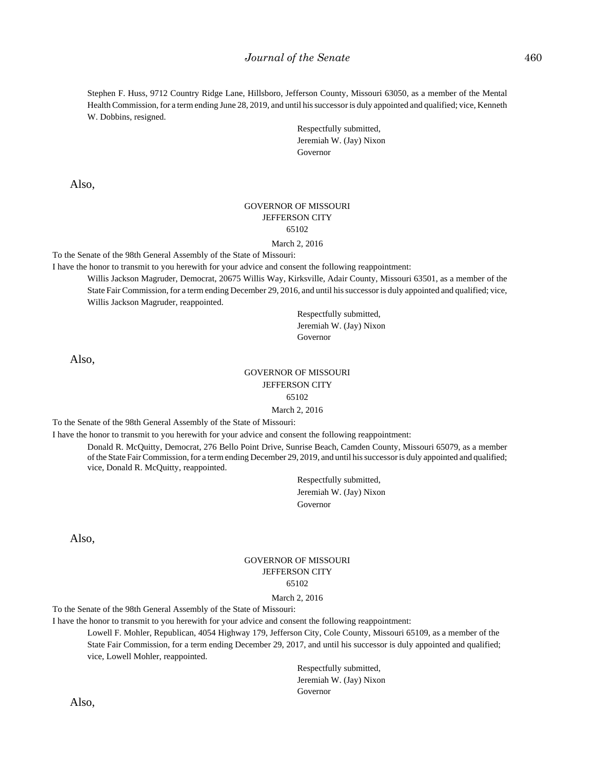Stephen F. Huss, 9712 Country Ridge Lane, Hillsboro, Jefferson County, Missouri 63050, as a member of the Mental Health Commission, for a term ending June 28, 2019, and until his successor is duly appointed and qualified; vice, Kenneth W. Dobbins, resigned.

Respectfully submitted,
Jeremiah W. (Jay) Nixon
Governor

Also,

GOVERNOR OF MISSOURI
JEFFERSON CITY
65102

March 2, 2016

To the Senate of the 98th General Assembly of the State of Missouri:

I have the honor to transmit to you herewith for your advice and consent the following reappointment:

Willis Jackson Magruder, Democrat, 20675 Willis Way, Kirksville, Adair County, Missouri 63501, as a member of the State Fair Commission, for a term ending December 29, 2016, and until his successor is duly appointed and qualified; vice, Willis Jackson Magruder, reappointed.

Respectfully submitted,
Jeremiah W. (Jay) Nixon
Governor

Also,

GOVERNOR OF MISSOURI
JEFFERSON CITY
65102

March 2, 2016

To the Senate of the 98th General Assembly of the State of Missouri:

I have the honor to transmit to you herewith for your advice and consent the following reappointment:

Donald R. McQuitty, Democrat, 276 Bello Point Drive, Sunrise Beach, Camden County, Missouri 65079, as a member of the State Fair Commission, for a term ending December 29, 2019, and until his successor is duly appointed and qualified; vice, Donald R. McQuitty, reappointed.

Respectfully submitted,
Jeremiah W. (Jay) Nixon
Governor

Also,

GOVERNOR OF MISSOURI
JEFFERSON CITY
65102

March 2, 2016

To the Senate of the 98th General Assembly of the State of Missouri:

I have the honor to transmit to you herewith for your advice and consent the following reappointment:

Lowell F. Mohler, Republican, 4054 Highway 179, Jefferson City, Cole County, Missouri 65109, as a member of the State Fair Commission, for a term ending December 29, 2017, and until his successor is duly appointed and qualified; vice, Lowell Mohler, reappointed.

Respectfully submitted,
Jeremiah W. (Jay) Nixon
Governor

Also,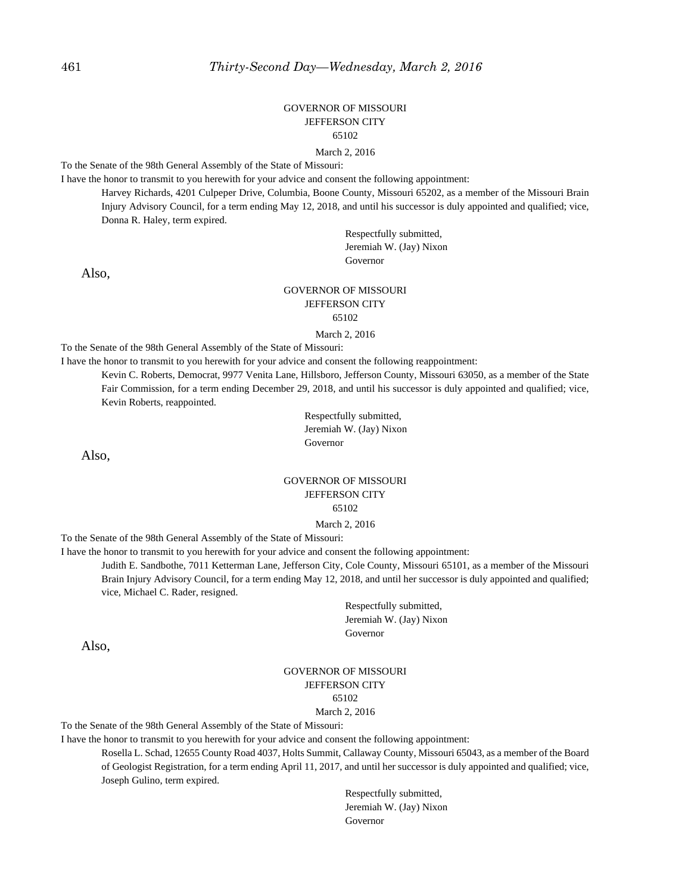GOVERNOR OF MISSOURI
JEFFERSON CITY
65102

March 2, 2016

To the Senate of the 98th General Assembly of the State of Missouri:

I have the honor to transmit to you herewith for your advice and consent the following appointment:

> Harvey Richards, 4201 Culpeper Drive, Columbia, Boone County, Missouri 65202, as a member of the Missouri Brain Injury Advisory Council, for a term ending May 12, 2018, and until his successor is duly appointed and qualified; vice, Donna R. Haley, term expired.

Respectfully submitted,
Jeremiah W. (Jay) Nixon
Governor

Also,

GOVERNOR OF MISSOURI
JEFFERSON CITY
65102

March 2, 2016

To the Senate of the 98th General Assembly of the State of Missouri:

I have the honor to transmit to you herewith for your advice and consent the following reappointment:

> Kevin C. Roberts, Democrat, 9977 Venita Lane, Hillsboro, Jefferson County, Missouri 63050, as a member of the State Fair Commission, for a term ending December 29, 2018, and until his successor is duly appointed and qualified; vice, Kevin Roberts, reappointed.

Respectfully submitted,
Jeremiah W. (Jay) Nixon
Governor

Also,

GOVERNOR OF MISSOURI
JEFFERSON CITY
65102

March 2, 2016

To the Senate of the 98th General Assembly of the State of Missouri:

I have the honor to transmit to you herewith for your advice and consent the following appointment:

> Judith E. Sandbothe, 7011 Ketterman Lane, Jefferson City, Cole County, Missouri 65101, as a member of the Missouri Brain Injury Advisory Council, for a term ending May 12, 2018, and until her successor is duly appointed and qualified; vice, Michael C. Rader, resigned.

Respectfully submitted,
Jeremiah W. (Jay) Nixon
Governor

Also,

GOVERNOR OF MISSOURI
JEFFERSON CITY
65102

March 2, 2016

To the Senate of the 98th General Assembly of the State of Missouri:

I have the honor to transmit to you herewith for your advice and consent the following appointment:

> Rosella L. Schad, 12655 County Road 4037, Holts Summit, Callaway County, Missouri 65043, as a member of the Board of Geologist Registration, for a term ending April 11, 2017, and until her successor is duly appointed and qualified; vice, Joseph Gulino, term expired.

Respectfully submitted,
Jeremiah W. (Jay) Nixon
Governor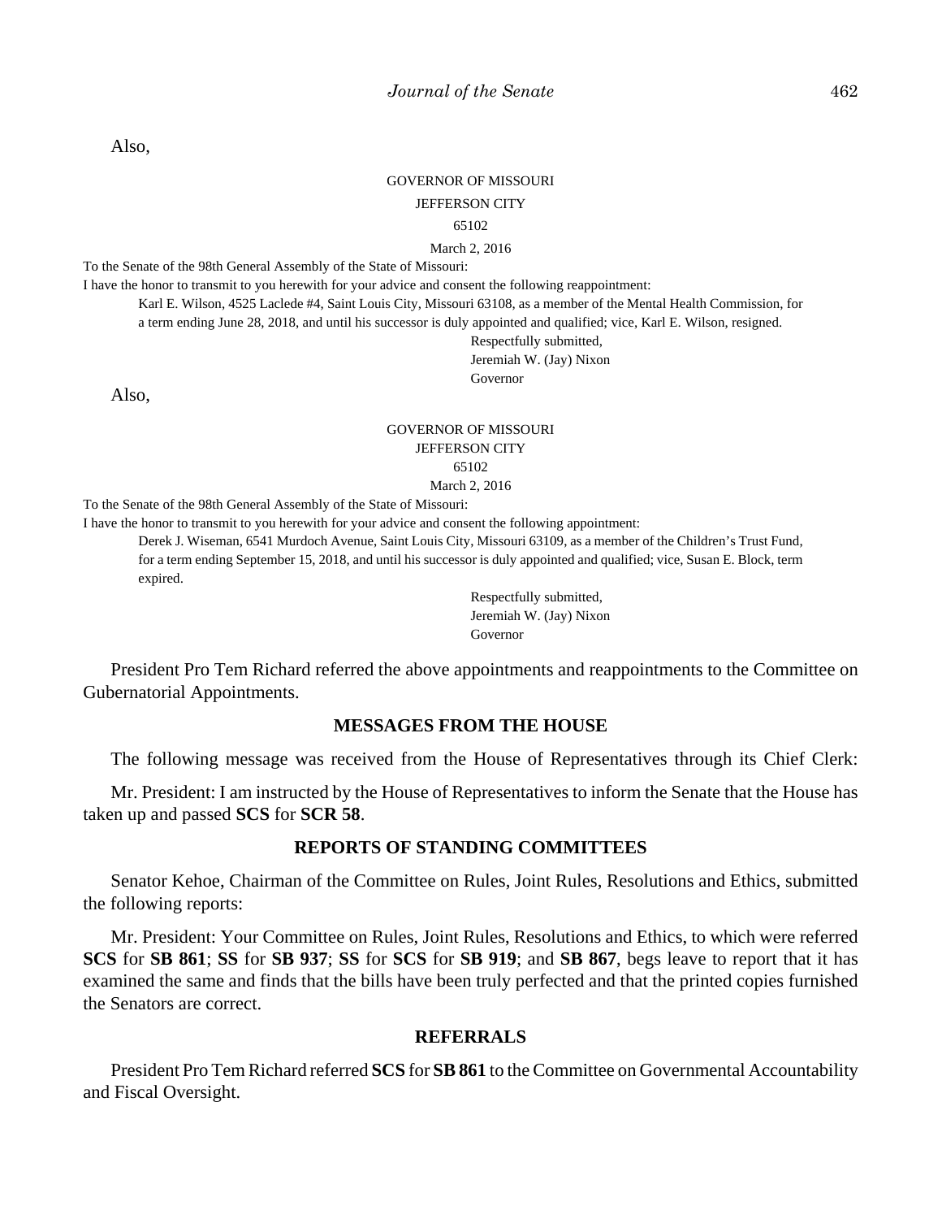Also,

GOVERNOR OF MISSOURI
JEFFERSON CITY
65102
March 2, 2016

To the Senate of the 98th General Assembly of the State of Missouri:

I have the honor to transmit to you herewith for your advice and consent the following reappointment:

Karl E. Wilson, 4525 Laclede #4, Saint Louis City, Missouri 63108, as a member of the Mental Health Commission, for a term ending June 28, 2018, and until his successor is duly appointed and qualified; vice, Karl E. Wilson, resigned.

Respectfully submitted,
Jeremiah W. (Jay) Nixon
Governor

Also,

GOVERNOR OF MISSOURI
JEFFERSON CITY
65102
March 2, 2016

To the Senate of the 98th General Assembly of the State of Missouri:

I have the honor to transmit to you herewith for your advice and consent the following appointment:

Derek J. Wiseman, 6541 Murdoch Avenue, Saint Louis City, Missouri 63109, as a member of the Children's Trust Fund, for a term ending September 15, 2018, and until his successor is duly appointed and qualified; vice, Susan E. Block, term expired.

Respectfully submitted,
Jeremiah W. (Jay) Nixon
Governor

President Pro Tem Richard referred the above appointments and reappointments to the Committee on Gubernatorial Appointments.

## MESSAGES FROM THE HOUSE

The following message was received from the House of Representatives through its Chief Clerk:

Mr. President: I am instructed by the House of Representatives to inform the Senate that the House has taken up and passed **SCS** for **SCR 58**.

## REPORTS OF STANDING COMMITTEES

Senator Kehoe, Chairman of the Committee on Rules, Joint Rules, Resolutions and Ethics, submitted the following reports:

Mr. President: Your Committee on Rules, Joint Rules, Resolutions and Ethics, to which were referred **SCS** for **SB 861**; **SS** for **SB 937**; **SS** for **SCS** for **SB 919**; and **SB 867**, begs leave to report that it has examined the same and finds that the bills have been truly perfected and that the printed copies furnished the Senators are correct.

## REFERRALS

President Pro Tem Richard referred **SCS** for **SB 861** to the Committee on Governmental Accountability and Fiscal Oversight.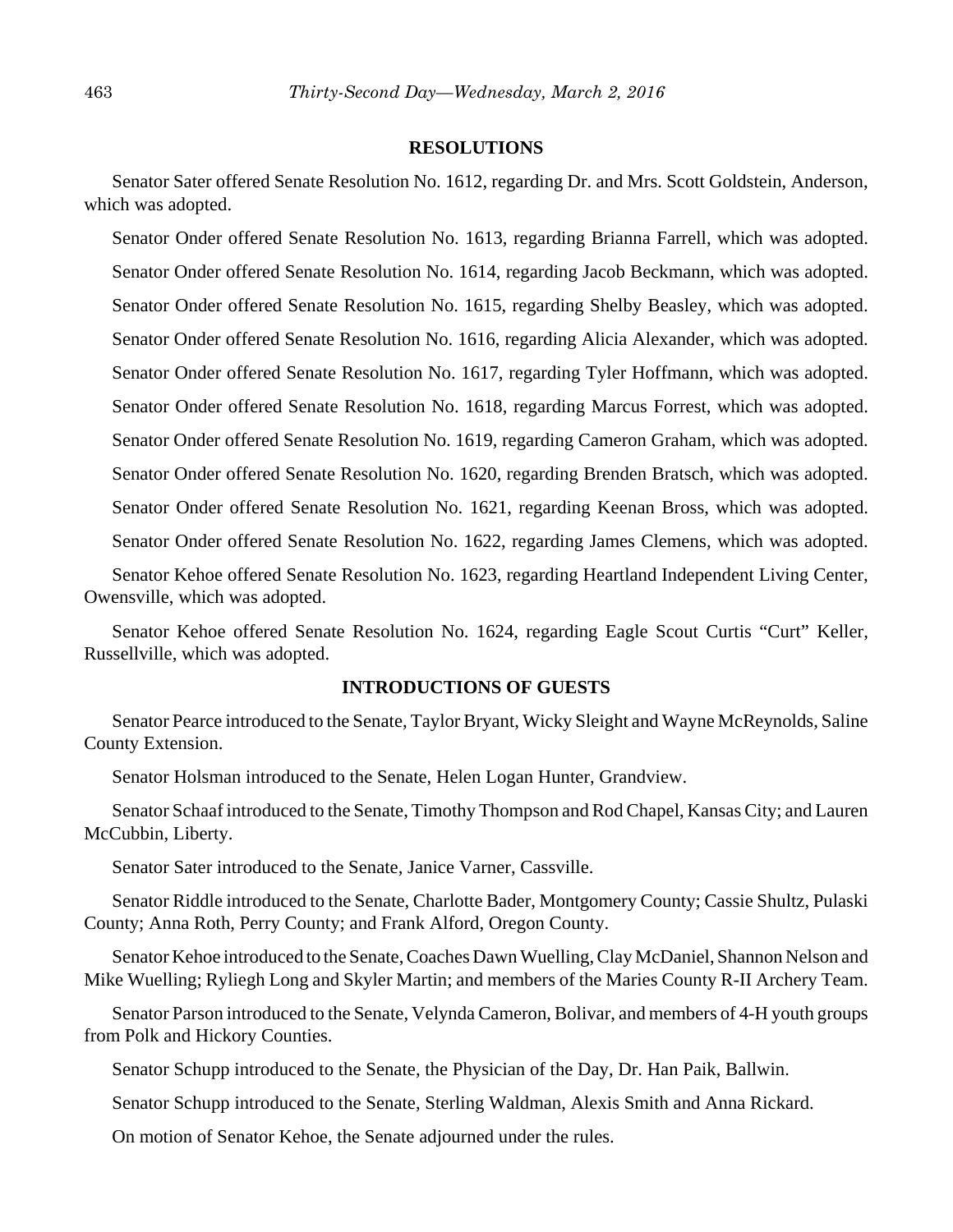## RESOLUTIONS

Senator Sater offered Senate Resolution No. 1612, regarding Dr. and Mrs. Scott Goldstein, Anderson, which was adopted.

Senator Onder offered Senate Resolution No. 1613, regarding Brianna Farrell, which was adopted.

Senator Onder offered Senate Resolution No. 1614, regarding Jacob Beckmann, which was adopted.

Senator Onder offered Senate Resolution No. 1615, regarding Shelby Beasley, which was adopted.

Senator Onder offered Senate Resolution No. 1616, regarding Alicia Alexander, which was adopted.

Senator Onder offered Senate Resolution No. 1617, regarding Tyler Hoffmann, which was adopted.

Senator Onder offered Senate Resolution No. 1618, regarding Marcus Forrest, which was adopted.

Senator Onder offered Senate Resolution No. 1619, regarding Cameron Graham, which was adopted.

Senator Onder offered Senate Resolution No. 1620, regarding Brenden Bratsch, which was adopted.

Senator Onder offered Senate Resolution No. 1621, regarding Keenan Bross, which was adopted.

Senator Onder offered Senate Resolution No. 1622, regarding James Clemens, which was adopted.

Senator Kehoe offered Senate Resolution No. 1623, regarding Heartland Independent Living Center, Owensville, which was adopted.

Senator Kehoe offered Senate Resolution No. 1624, regarding Eagle Scout Curtis "Curt" Keller, Russellville, which was adopted.

## INTRODUCTIONS OF GUESTS

Senator Pearce introduced to the Senate, Taylor Bryant, Wicky Sleight and Wayne McReynolds, Saline County Extension.

Senator Holsman introduced to the Senate, Helen Logan Hunter, Grandview.

Senator Schaaf introduced to the Senate, Timothy Thompson and Rod Chapel, Kansas City; and Lauren McCubbin, Liberty.

Senator Sater introduced to the Senate, Janice Varner, Cassville.

Senator Riddle introduced to the Senate, Charlotte Bader, Montgomery County; Cassie Shultz, Pulaski County; Anna Roth, Perry County; and Frank Alford, Oregon County.

Senator Kehoe introduced to the Senate, Coaches Dawn Wuelling, Clay McDaniel, Shannon Nelson and Mike Wuelling; Ryliegh Long and Skyler Martin; and members of the Maries County R-II Archery Team.

Senator Parson introduced to the Senate, Velynda Cameron, Bolivar, and members of 4-H youth groups from Polk and Hickory Counties.

Senator Schupp introduced to the Senate, the Physician of the Day, Dr. Han Paik, Ballwin.

Senator Schupp introduced to the Senate, Sterling Waldman, Alexis Smith and Anna Rickard.

On motion of Senator Kehoe, the Senate adjourned under the rules.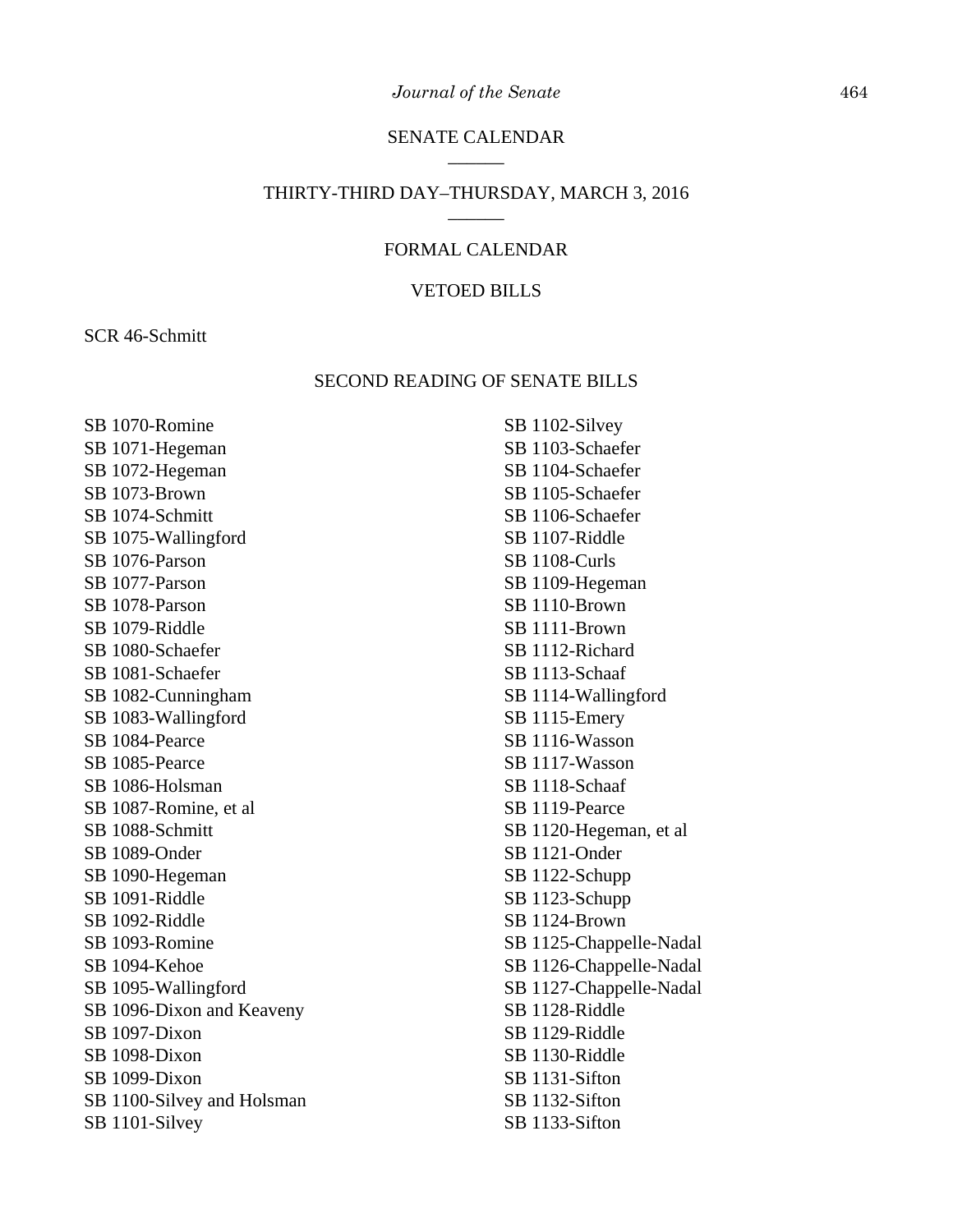## SENATE CALENDAR

______

## THIRTY-THIRD DAY–THURSDAY, MARCH 3, 2016

______

### FORMAL CALENDAR

### VETOED BILLS

SCR 46-Schmitt

### SECOND READING OF SENATE BILLS

SB 1070-Romine
SB 1071-Hegeman
SB 1072-Hegeman
SB 1073-Brown
SB 1074-Schmitt
SB 1075-Wallingford
SB 1076-Parson
SB 1077-Parson
SB 1078-Parson
SB 1079-Riddle
SB 1080-Schaefer
SB 1081-Schaefer
SB 1082-Cunningham
SB 1083-Wallingford
SB 1084-Pearce
SB 1085-Pearce
SB 1086-Holsman
SB 1087-Romine, et al
SB 1088-Schmitt
SB 1089-Onder
SB 1090-Hegeman
SB 1091-Riddle
SB 1092-Riddle
SB 1093-Romine
SB 1094-Kehoe
SB 1095-Wallingford
SB 1096-Dixon and Keaveny
SB 1097-Dixon
SB 1098-Dixon
SB 1099-Dixon
SB 1100-Silvey and Holsman
SB 1101-Silvey
SB 1102-Silvey
SB 1103-Schaefer
SB 1104-Schaefer
SB 1105-Schaefer
SB 1106-Schaefer
SB 1107-Riddle
SB 1108-Curls
SB 1109-Hegeman
SB 1110-Brown
SB 1111-Brown
SB 1112-Richard
SB 1113-Schaaf
SB 1114-Wallingford
SB 1115-Emery
SB 1116-Wasson
SB 1117-Wasson
SB 1118-Schaaf
SB 1119-Pearce
SB 1120-Hegeman, et al
SB 1121-Onder
SB 1122-Schupp
SB 1123-Schupp
SB 1124-Brown
SB 1125-Chappelle-Nadal
SB 1126-Chappelle-Nadal
SB 1127-Chappelle-Nadal
SB 1128-Riddle
SB 1129-Riddle
SB 1130-Riddle
SB 1131-Sifton
SB 1132-Sifton
SB 1133-Sifton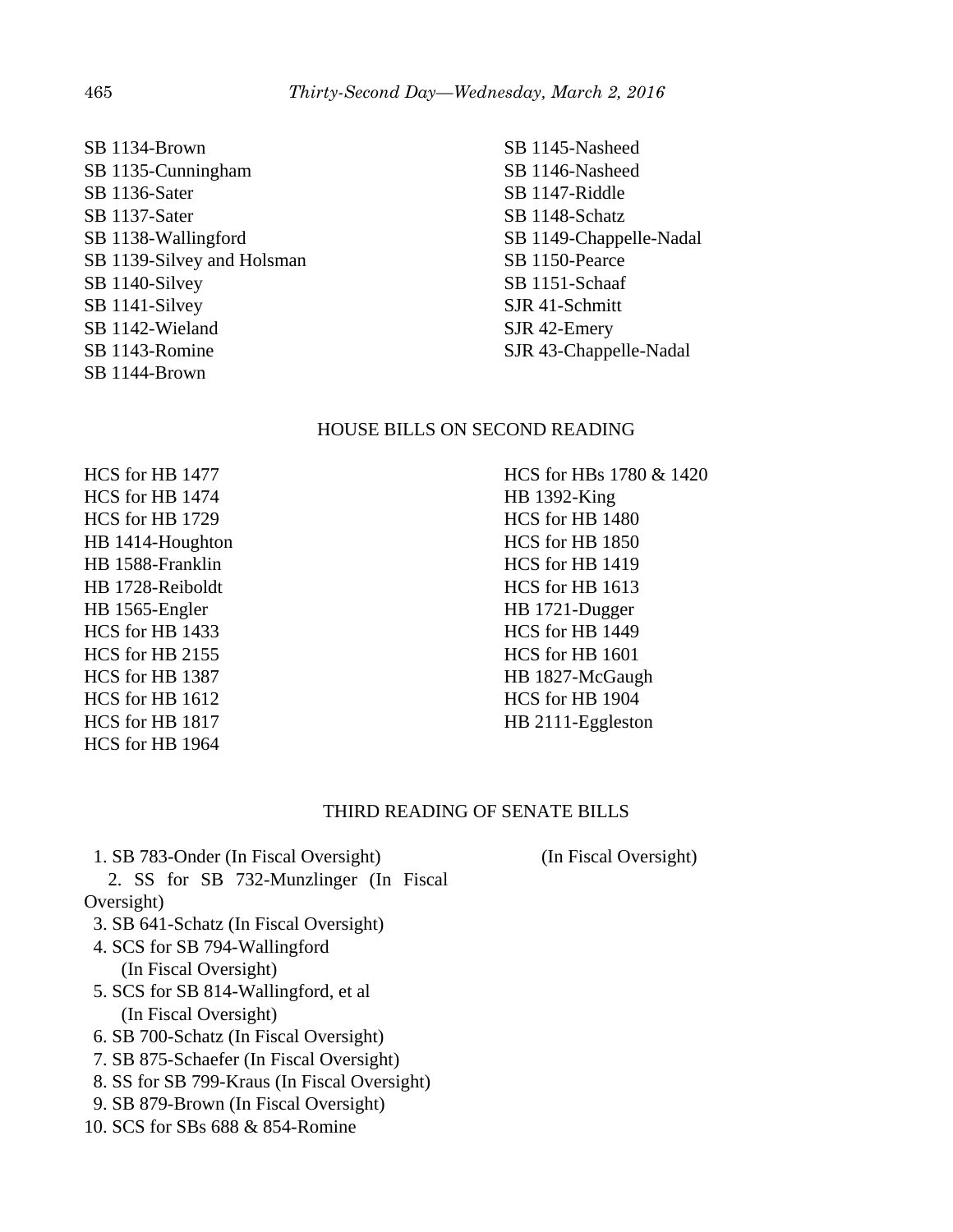SB 1134-Brown
SB 1135-Cunningham
SB 1136-Sater
SB 1137-Sater
SB 1138-Wallingford
SB 1139-Silvey and Holsman
SB 1140-Silvey
SB 1141-Silvey
SB 1142-Wieland
SB 1143-Romine
SB 1144-Brown
SB 1145-Nasheed
SB 1146-Nasheed
SB 1147-Riddle
SB 1148-Schatz
SB 1149-Chappelle-Nadal
SB 1150-Pearce
SB 1151-Schaaf
SJR 41-Schmitt
SJR 42-Emery
SJR 43-Chappelle-Nadal

## HOUSE BILLS ON SECOND READING

HCS for HB 1477
HCS for HB 1474
HCS for HB 1729
HB 1414-Houghton
HB 1588-Franklin
HB 1728-Reiboldt
HB 1565-Engler
HCS for HB 1433
HCS for HB 2155
HCS for HB 1387
HCS for HB 1612
HCS for HB 1817
HCS for HB 1964
HCS for HBs 1780 & 1420
HB 1392-King
HCS for HB 1480
HCS for HB 1850
HCS for HB 1419
HCS for HB 1613
HB 1721-Dugger
HCS for HB 1449
HCS for HB 1601
HB 1827-McGaugh
HCS for HB 1904
HB 2111-Eggleston

## THIRD READING OF SENATE BILLS

1. SB 783-Onder (In Fiscal Oversight)
2. SS for SB 732-Munzlinger (In Fiscal Oversight)
3. SB 641-Schatz (In Fiscal Oversight)
4. SCS for SB 794-Wallingford (In Fiscal Oversight)
5. SCS for SB 814-Wallingford, et al (In Fiscal Oversight)
6. SB 700-Schatz (In Fiscal Oversight)
7. SB 875-Schaefer (In Fiscal Oversight)
8. SS for SB 799-Kraus (In Fiscal Oversight)
9. SB 879-Brown (In Fiscal Oversight)
10. SCS for SBs 688 & 854-Romine (In Fiscal Oversight)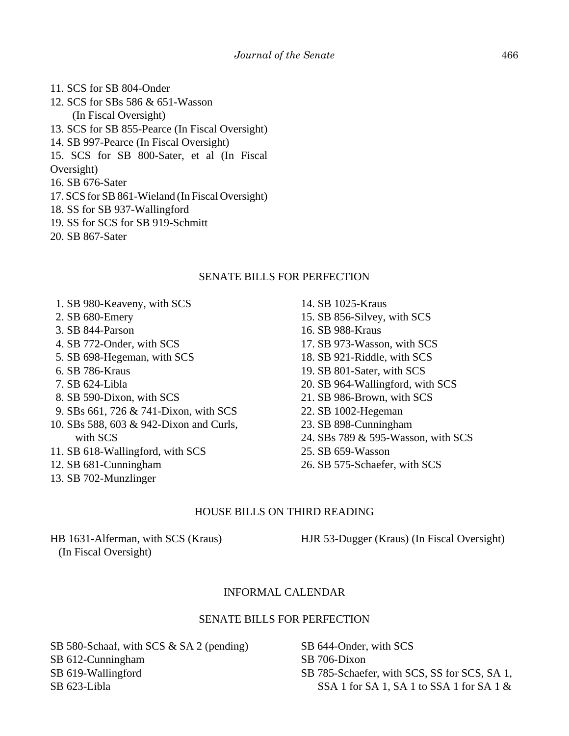11. SCS for SB 804-Onder
12. SCS for SBs 586 & 651-Wasson (In Fiscal Oversight)
13. SCS for SB 855-Pearce (In Fiscal Oversight)
14. SB 997-Pearce (In Fiscal Oversight)
15. SCS for SB 800-Sater, et al (In Fiscal Oversight)
16. SB 676-Sater
17. SCS for SB 861-Wieland (In Fiscal Oversight)
18. SS for SB 937-Wallingford
19. SS for SCS for SB 919-Schmitt
20. SB 867-Sater

## SENATE BILLS FOR PERFECTION

1. SB 980-Keaveny, with SCS
2. SB 680-Emery
3. SB 844-Parson
4. SB 772-Onder, with SCS
5. SB 698-Hegeman, with SCS
6. SB 786-Kraus
7. SB 624-Libla
8. SB 590-Dixon, with SCS
9. SBs 661, 726 & 741-Dixon, with SCS
10. SBs 588, 603 & 942-Dixon and Curls, with SCS
11. SB 618-Wallingford, with SCS
12. SB 681-Cunningham
13. SB 702-Munzlinger
14. SB 1025-Kraus
15. SB 856-Silvey, with SCS
16. SB 988-Kraus
17. SB 973-Wasson, with SCS
18. SB 921-Riddle, with SCS
19. SB 801-Sater, with SCS
20. SB 964-Wallingford, with SCS
21. SB 986-Brown, with SCS
22. SB 1002-Hegeman
23. SB 898-Cunningham
24. SBs 789 & 595-Wasson, with SCS
25. SB 659-Wasson
26. SB 575-Schaefer, with SCS

## HOUSE BILLS ON THIRD READING

HB 1631-Alferman, with SCS (Kraus) (In Fiscal Oversight)

HJR 53-Dugger (Kraus) (In Fiscal Oversight)

## INFORMAL CALENDAR

## SENATE BILLS FOR PERFECTION

SB 580-Schaaf, with SCS & SA 2 (pending)

SB 612-Cunningham

SB 619-Wallingford

SB 623-Libla

SB 644-Onder, with SCS

SB 706-Dixon

SB 785-Schaefer, with SCS, SS for SCS, SA 1, SSA 1 for SA 1, SA 1 to SSA 1 for SA 1 &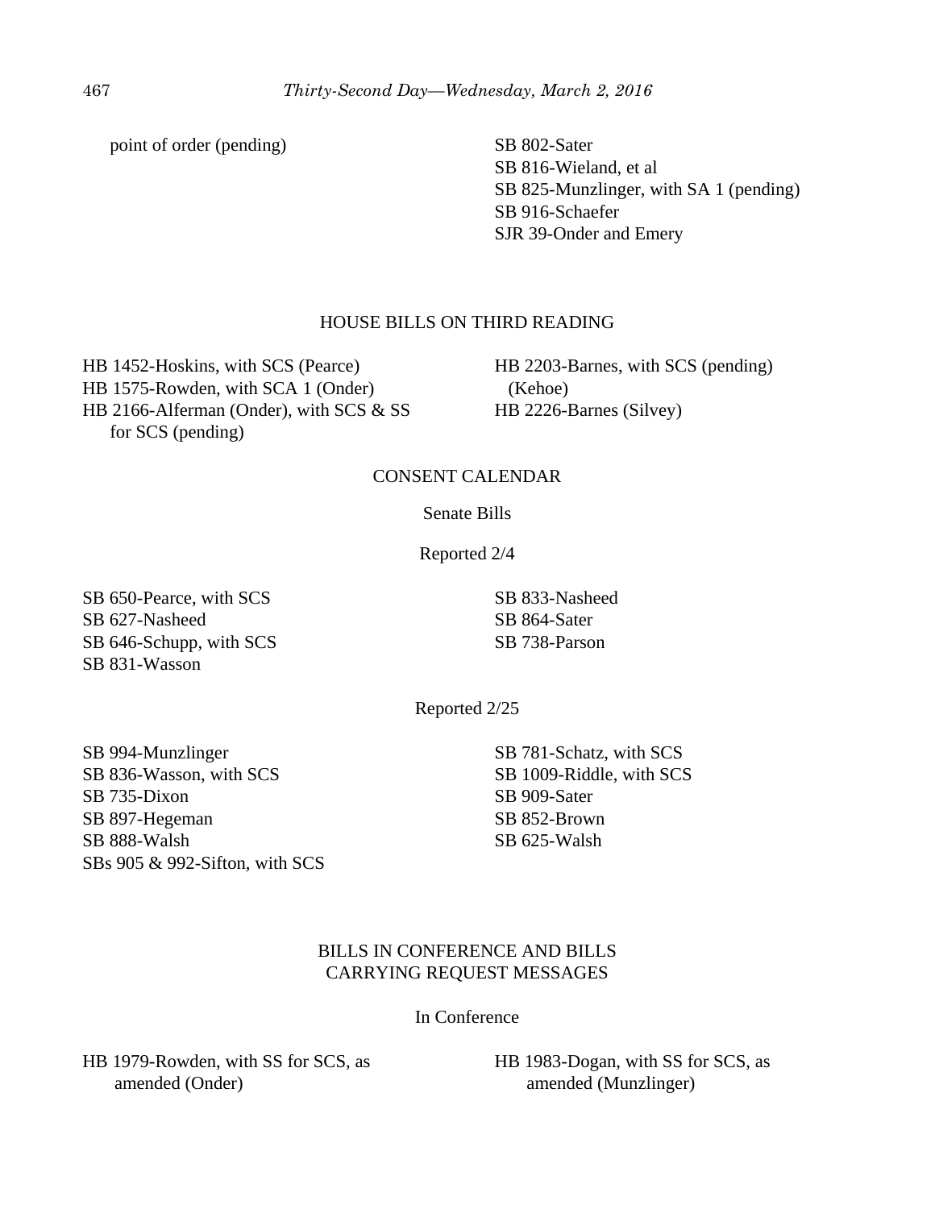point of order (pending)

SB 802-Sater
SB 816-Wieland, et al
SB 825-Munzlinger, with SA 1 (pending)
SB 916-Schaefer
SJR 39-Onder and Emery

## HOUSE BILLS ON THIRD READING

HB 1452-Hoskins, with SCS (Pearce)
HB 1575-Rowden, with SCA 1 (Onder)
HB 2166-Alferman (Onder), with SCS & SS for SCS (pending)
HB 2203-Barnes, with SCS (pending) (Kehoe)
HB 2226-Barnes (Silvey)

## CONSENT CALENDAR

### Senate Bills

Reported 2/4

SB 650-Pearce, with SCS
SB 627-Nasheed
SB 646-Schupp, with SCS
SB 831-Wasson
SB 833-Nasheed
SB 864-Sater
SB 738-Parson

Reported 2/25

SB 994-Munzlinger
SB 836-Wasson, with SCS
SB 735-Dixon
SB 897-Hegeman
SB 888-Walsh
SBs 905 & 992-Sifton, with SCS
SB 781-Schatz, with SCS
SB 1009-Riddle, with SCS
SB 909-Sater
SB 852-Brown
SB 625-Walsh

## BILLS IN CONFERENCE AND BILLS CARRYING REQUEST MESSAGES

### In Conference

HB 1979-Rowden, with SS for SCS, as amended (Onder)
HB 1983-Dogan, with SS for SCS, as amended (Munzlinger)